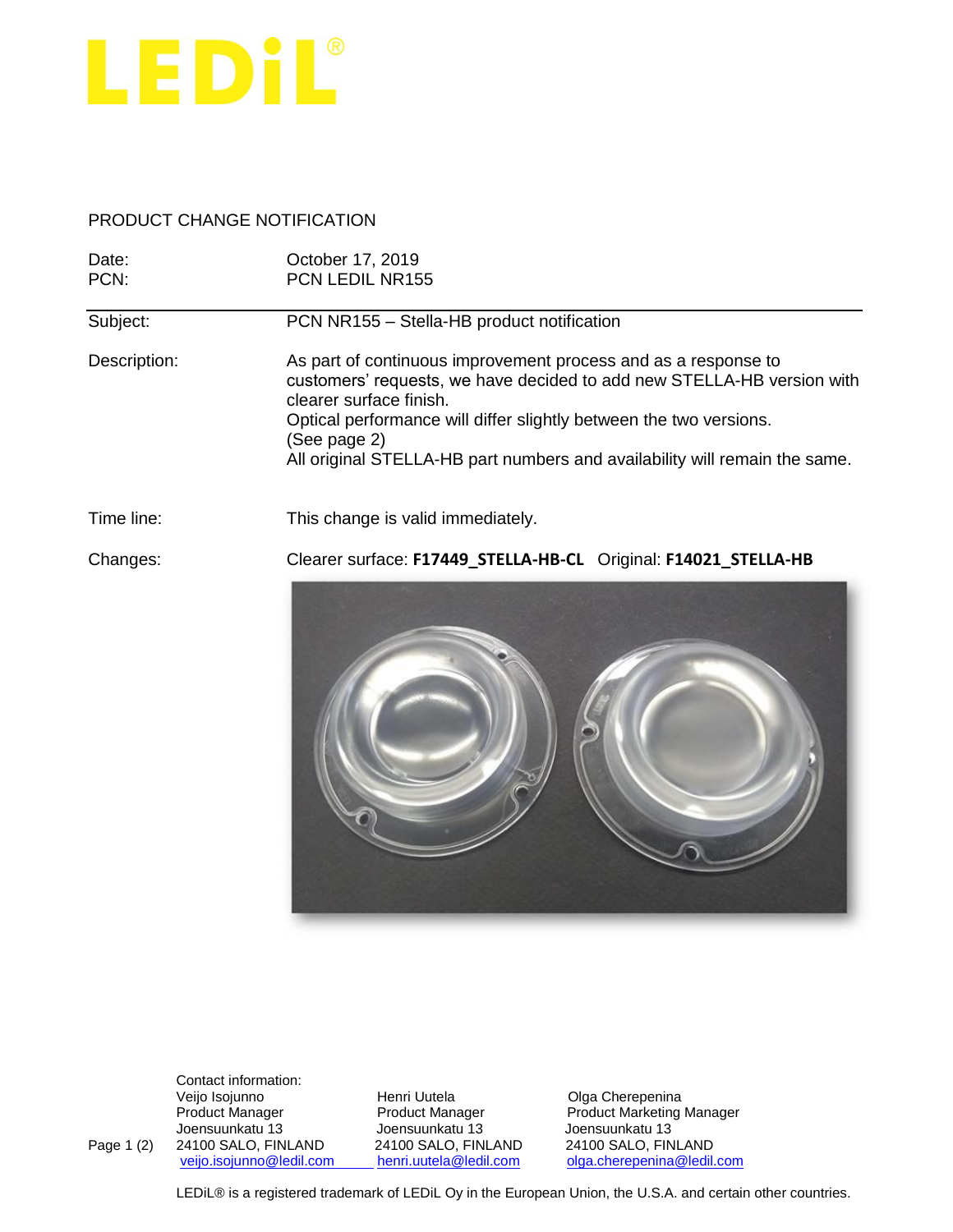# LEDiL®

PRODUCT CHANGE NOTIFICATION

| | |
|---|---|
| Date: | October 17, 2019 |
| PCN: | PCN LEDIL NR155 |

**Subject:** PCN NR155 – Stella-HB product notification

**Description:** As part of continuous improvement process and as a response to customers' requests, we have decided to add new STELLA-HB version with clearer surface finish.
Optical performance will differ slightly between the two versions.
(See page 2)
All original STELLA-HB part numbers and availability will remain the same.

**Time line:** This change is valid immediately.

**Changes:** Clearer surface: **F17449_STELLA-HB-CL** Original: **F14021_STELLA-HB**

Contact information:

| Veijo Isojunno | Henri Uutela | Olga Cherepenina |
|---|---|---|
| Product Manager | Product Manager | Product Marketing Manager |
| Joensuunkatu 13 | Joensuunkatu 13 | Joensuunkatu 13 |
| 24100 SALO, FINLAND | 24100 SALO, FINLAND | 24100 SALO, FINLAND |
| veijo.isojunno@ledil.com | henri.uutela@ledil.com | olga.cherepenina@ledil.com |

LEDiL® is a registered trademark of LEDiL Oy in the European Union, the U.S.A. and certain other countries.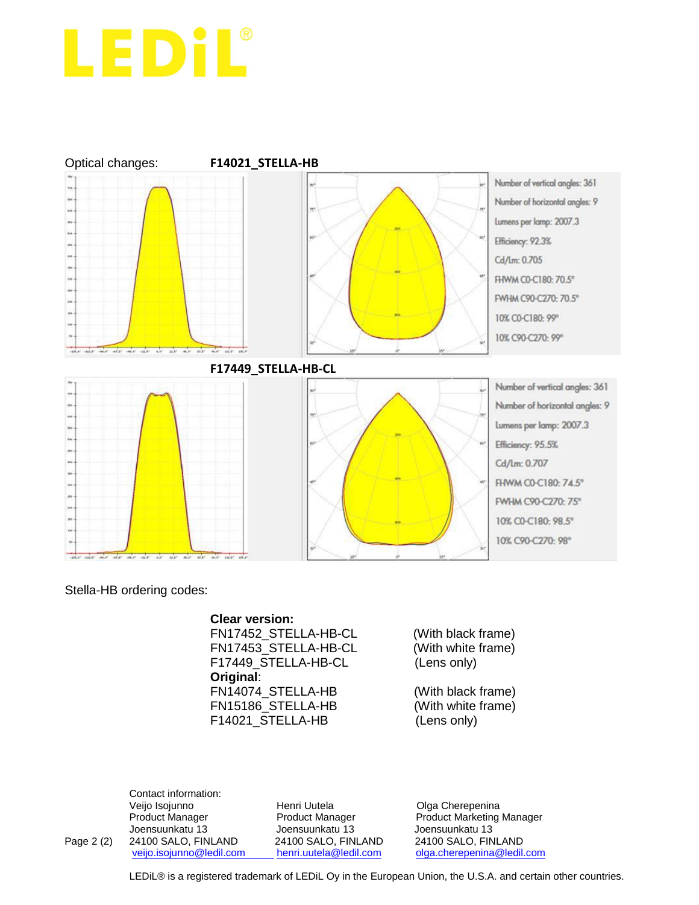Optical changes: **F14021_STELLA-HB**

Number of vertical angles: 361
Number of horizontal angles: 9
Lumens per lamp: 2007.3
Efficiency: 92.3%
Cd/Lm: 0.705
FHWM C0-C180: 70.5°
FWHM C90-C270: 70.5°
10% C0-C180: 99°
10% C90-C270: 99°

**F17449_STELLA-HB-CL**

Number of vertical angles: 361
Number of horizontal angles: 9
Lumens per lamp: 2007.3
Efficiency: 95.5%
Cd/Lm: 0.707
FHWM C0-C180: 74.5°
FWHM C90-C270: 75°
10% C0-C180: 98.5°
10% C90-C270: 98°

Stella-HB ordering codes:

**Clear version:**

FN17452_STELLA-HB-CL (With black frame)
FN17453_STELLA-HB-CL (With white frame)
F17449_STELLA-HB-CL (Lens only)

**Original**:

FN14074_STELLA-HB (With black frame)
FN15186_STELLA-HB (With white frame)
F14021_STELLA-HB (Lens only)

Contact information:

| | | |
|---|---|---|
| Veijo Isojunno | Henri Uutela | Olga Cherepenina |
| Product Manager | Product Manager | Product Marketing Manager |
| Joensuunkatu 13 | Joensuunkatu 13 | Joensuunkatu 13 |
| 24100 SALO, FINLAND | 24100 SALO, FINLAND | 24100 SALO, FINLAND |
| veijo.isojunno@ledil.com | henri.uutela@ledil.com | olga.cherepenina@ledil.com |

LEDiL® is a registered trademark of LEDiL Oy in the European Union, the U.S.A. and certain other countries.